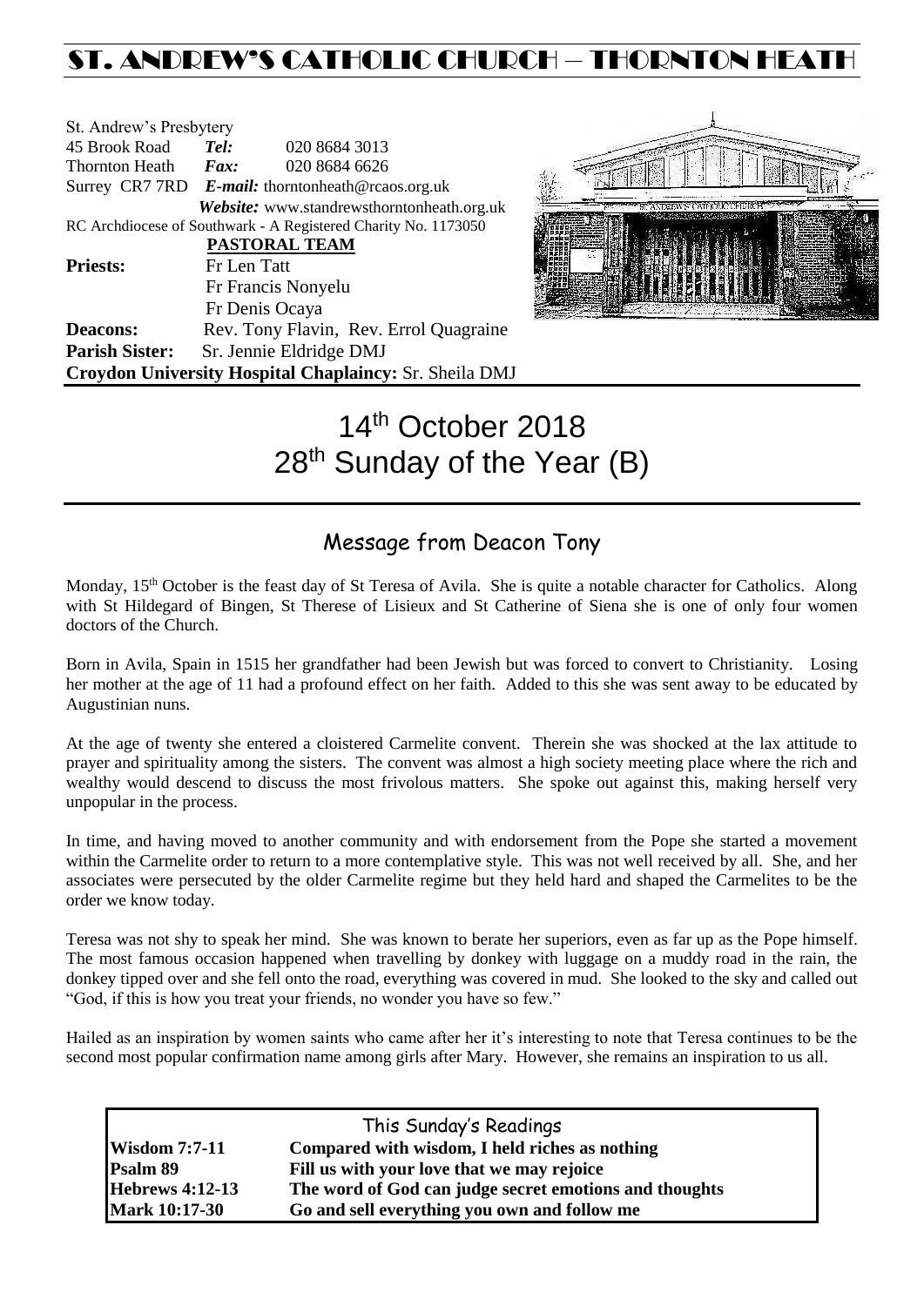# ST. ANDREW'S CATHOLIC CHURCH – THORNTON HEATH

St. Andrew's Presbytery
45 Brook Road *Tel:* 020 8684 3013
Thornton Heath *Fax:* 020 8684 6626
Surrey CR7 7RD *E-mail:* thorntonheath@rcaos.org.uk
*Website:* www.standrewsthorntonheath.org.uk
RC Archdiocese of Southwark - A Registered Charity No. 1173050

**PASTORAL TEAM**

**Priests:** Fr Len Tatt
Fr Francis Nonyelu
Fr Denis Ocaya
**Deacons:** Rev. Tony Flavin, Rev. Errol Quagraine
**Parish Sister:** Sr. Jennie Eldridge DMJ
**Croydon University Hospital Chaplaincy:** Sr. Sheila DMJ

# 14th October 2018
# 28th Sunday of the Year (B)

## Message from Deacon Tony

Monday, 15th October is the feast day of St Teresa of Avila. She is quite a notable character for Catholics. Along with St Hildegard of Bingen, St Therese of Lisieux and St Catherine of Siena she is one of only four women doctors of the Church.

Born in Avila, Spain in 1515 her grandfather had been Jewish but was forced to convert to Christianity. Losing her mother at the age of 11 had a profound effect on her faith. Added to this she was sent away to be educated by Augustinian nuns.

At the age of twenty she entered a cloistered Carmelite convent. Therein she was shocked at the lax attitude to prayer and spirituality among the sisters. The convent was almost a high society meeting place where the rich and wealthy would descend to discuss the most frivolous matters. She spoke out against this, making herself very unpopular in the process.

In time, and having moved to another community and with endorsement from the Pope she started a movement within the Carmelite order to return to a more contemplative style. This was not well received by all. She, and her associates were persecuted by the older Carmelite regime but they held hard and shaped the Carmelites to be the order we know today.

Teresa was not shy to speak her mind. She was known to berate her superiors, even as far up as the Pope himself. The most famous occasion happened when travelling by donkey with luggage on a muddy road in the rain, the donkey tipped over and she fell onto the road, everything was covered in mud. She looked to the sky and called out "God, if this is how you treat your friends, no wonder you have so few."

Hailed as an inspiration by women saints who came after her it's interesting to note that Teresa continues to be the second most popular confirmation name among girls after Mary. However, she remains an inspiration to us all.

| This Sunday's Readings | |
|---|---|
| **Wisdom 7:7-11** | **Compared with wisdom, I held riches as nothing** |
| **Psalm 89** | **Fill us with your love that we may rejoice** |
| **Hebrews 4:12-13** | **The word of God can judge secret emotions and thoughts** |
| **Mark 10:17-30** | **Go and sell everything you own and follow me** |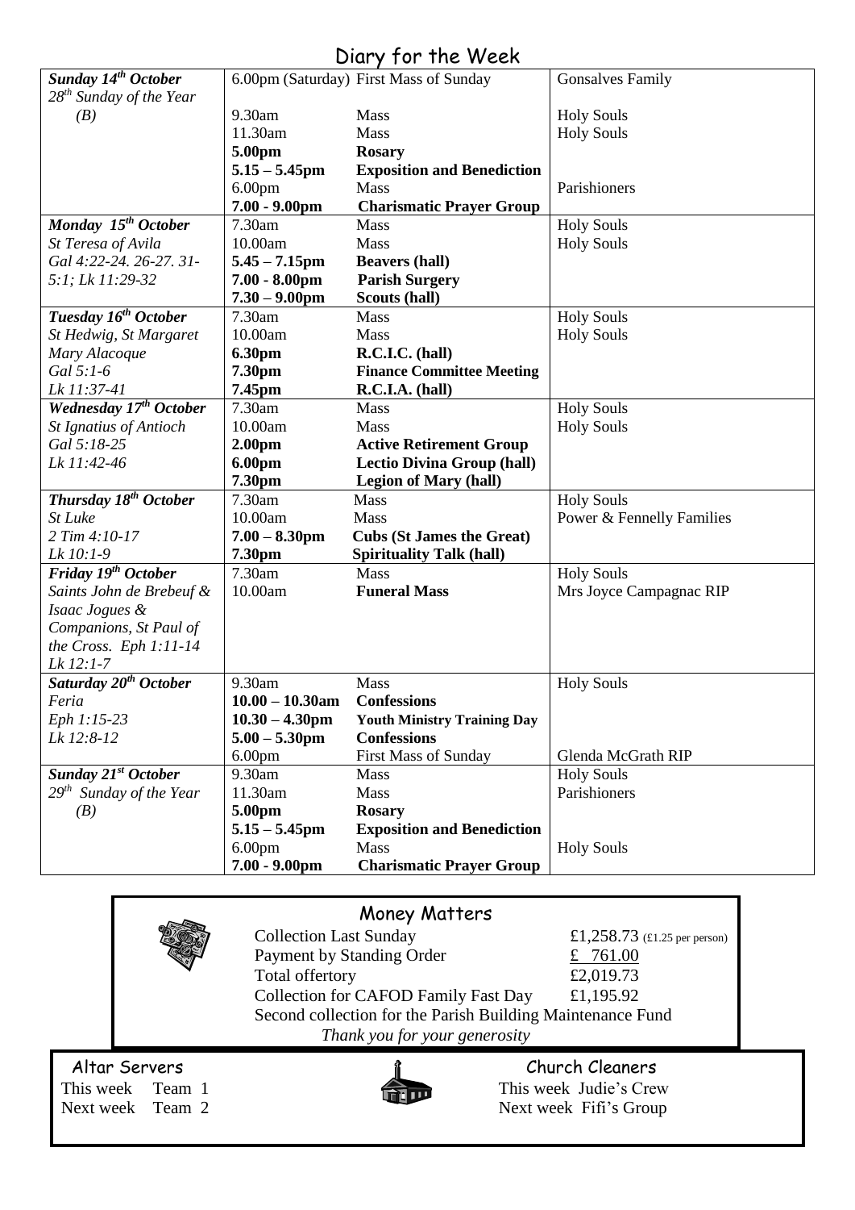# Diary for the Week

| Day | Time | Event | Intention |
|---|---|---|---|
| ***Sunday 14th October*** | 6.00pm (Saturday) | First Mass of Sunday | Gonsalves Family |
| *28th Sunday of the Year (B)* | 9.30am | Mass | Holy Souls |
| | 11.30am | Mass | Holy Souls |
| | **5.00pm** | **Rosary** | |
| | **5.15 – 5.45pm** | **Exposition and Benediction** | |
| | 6.00pm | Mass | Parishioners |
| | **7.00 - 9.00pm** | **Charismatic Prayer Group** | |
| ***Monday 15th October*** | 7.30am | Mass | Holy Souls |
| *St Teresa of Avila* | 10.00am | Mass | Holy Souls |
| *Gal 4:22-24. 26-27. 31-5:1; Lk 11:29-32* | **5.45 – 7.15pm** | **Beavers (hall)** | |
| | **7.00 - 8.00pm** | **Parish Surgery** | |
| | **7.30 – 9.00pm** | **Scouts (hall)** | |
| ***Tuesday 16th October*** | 7.30am | Mass | Holy Souls |
| *St Hedwig, St Margaret Mary Alacoque* | 10.00am | Mass | Holy Souls |
| *Gal 5:1-6* | **6.30pm** | **R.C.I.C. (hall)** | |
| *Lk 11:37-41* | **7.30pm** | **Finance Committee Meeting** | |
| | **7.45pm** | **R.C.I.A. (hall)** | |
| ***Wednesday 17th October*** | 7.30am | Mass | Holy Souls |
| *St Ignatius of Antioch* | 10.00am | Mass | Holy Souls |
| *Gal 5:18-25* | **2.00pm** | **Active Retirement Group** | |
| *Lk 11:42-46* | **6.00pm** | **Lectio Divina Group (hall)** | |
| | **7.30pm** | **Legion of Mary (hall)** | |
| ***Thursday 18th October*** | 7.30am | Mass | Holy Souls |
| *St Luke* | 10.00am | Mass | Power & Fennelly Families |
| *2 Tim 4:10-17* | **7.00 – 8.30pm** | **Cubs (St James the Great)** | |
| *Lk 10:1-9* | **7.30pm** | **Spirituality Talk (hall)** | |
| ***Friday 19th October*** | 7.30am | Mass | Holy Souls |
| *Saints John de Brebeuf & Isaac Jogues & Companions, St Paul of the Cross. Eph 1:11-14 Lk 12:1-7* | 10.00am | **Funeral Mass** | Mrs Joyce Campagnac RIP |
| ***Saturday 20th October*** | 9.30am | Mass | Holy Souls |
| *Feria* | **10.00 – 10.30am** | **Confessions** | |
| *Eph 1:15-23* | **10.30 – 4.30pm** | **Youth Ministry Training Day** | |
| *Lk 12:8-12* | **5.00 – 5.30pm** | **Confessions** | |
| | 6.00pm | First Mass of Sunday | Glenda McGrath RIP |
| ***Sunday 21st October*** | 9.30am | Mass | Holy Souls |
| *29th Sunday of the Year (B)* | 11.30am | Mass | Parishioners |
| | **5.00pm** | **Rosary** | |
| | **5.15 – 5.45pm** | **Exposition and Benediction** | |
| | 6.00pm | Mass | Holy Souls |
| | **7.00 - 9.00pm** | **Charismatic Prayer Group** | |

## Money Matters

| | |
|---|---|
| Collection Last Sunday | £1,258.73 (£1.25 per person) |
| Payment by Standing Order | £ 761.00 |
| Total offertory | £2,019.73 |
| Collection for CAFOD Family Fast Day | £1,195.92 |

Second collection for the Parish Building Maintenance Fund

*Thank you for your generosity*

## Altar Servers

This week Team 1
Next week Team 2

## Church Cleaners

This week Judie's Crew
Next week Fifi's Group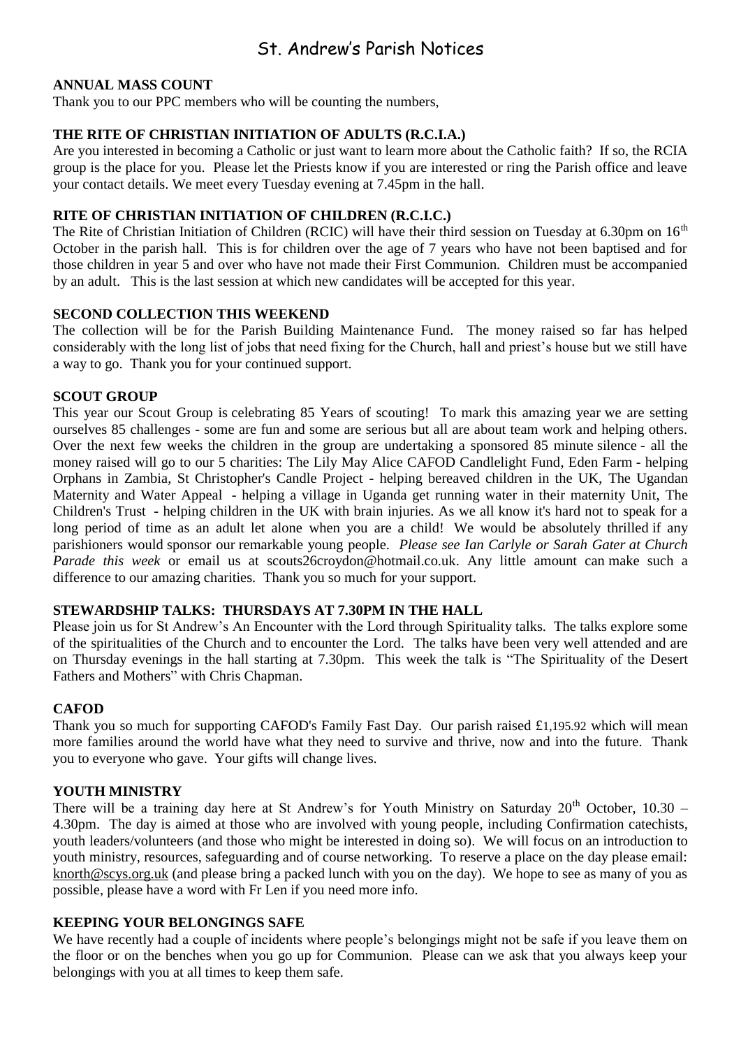# St. Andrew's Parish Notices

**ANNUAL MASS COUNT**

Thank you to our PPC members who will be counting the numbers,

**THE RITE OF CHRISTIAN INITIATION OF ADULTS (R.C.I.A.)**

Are you interested in becoming a Catholic or just want to learn more about the Catholic faith? If so, the RCIA group is the place for you. Please let the Priests know if you are interested or ring the Parish office and leave your contact details. We meet every Tuesday evening at 7.45pm in the hall.

**RITE OF CHRISTIAN INITIATION OF CHILDREN (R.C.I.C.)**

The Rite of Christian Initiation of Children (RCIC) will have their third session on Tuesday at 6.30pm on 16th October in the parish hall. This is for children over the age of 7 years who have not been baptised and for those children in year 5 and over who have not made their First Communion. Children must be accompanied by an adult. This is the last session at which new candidates will be accepted for this year.

**SECOND COLLECTION THIS WEEKEND**

The collection will be for the Parish Building Maintenance Fund. The money raised so far has helped considerably with the long list of jobs that need fixing for the Church, hall and priest's house but we still have a way to go. Thank you for your continued support.

**SCOUT GROUP**

This year our Scout Group is celebrating 85 Years of scouting! To mark this amazing year we are setting ourselves 85 challenges - some are fun and some are serious but all are about team work and helping others. Over the next few weeks the children in the group are undertaking a sponsored 85 minute silence - all the money raised will go to our 5 charities: The Lily May Alice CAFOD Candlelight Fund, Eden Farm - helping Orphans in Zambia, St Christopher's Candle Project - helping bereaved children in the UK, The Ugandan Maternity and Water Appeal - helping a village in Uganda get running water in their maternity Unit, The Children's Trust - helping children in the UK with brain injuries. As we all know it's hard not to speak for a long period of time as an adult let alone when you are a child! We would be absolutely thrilled if any parishioners would sponsor our remarkable young people. *Please see Ian Carlyle or Sarah Gater at Church Parade this week* or email us at scouts26croydon@hotmail.co.uk. Any little amount can make such a difference to our amazing charities. Thank you so much for your support.

**STEWARDSHIP TALKS: THURSDAYS AT 7.30PM IN THE HALL**

Please join us for St Andrew's An Encounter with the Lord through Spirituality talks. The talks explore some of the spiritualities of the Church and to encounter the Lord. The talks have been very well attended and are on Thursday evenings in the hall starting at 7.30pm. This week the talk is "The Spirituality of the Desert Fathers and Mothers" with Chris Chapman.

**CAFOD**

Thank you so much for supporting CAFOD's Family Fast Day. Our parish raised £1,195.92 which will mean more families around the world have what they need to survive and thrive, now and into the future. Thank you to everyone who gave. Your gifts will change lives.

**YOUTH MINISTRY**

There will be a training day here at St Andrew's for Youth Ministry on Saturday 20th October, 10.30 – 4.30pm. The day is aimed at those who are involved with young people, including Confirmation catechists, youth leaders/volunteers (and those who might be interested in doing so). We will focus on an introduction to youth ministry, resources, safeguarding and of course networking. To reserve a place on the day please email: knorth@scys.org.uk (and please bring a packed lunch with you on the day). We hope to see as many of you as possible, please have a word with Fr Len if you need more info.

**KEEPING YOUR BELONGINGS SAFE**

We have recently had a couple of incidents where people's belongings might not be safe if you leave them on the floor or on the benches when you go up for Communion. Please can we ask that you always keep your belongings with you at all times to keep them safe.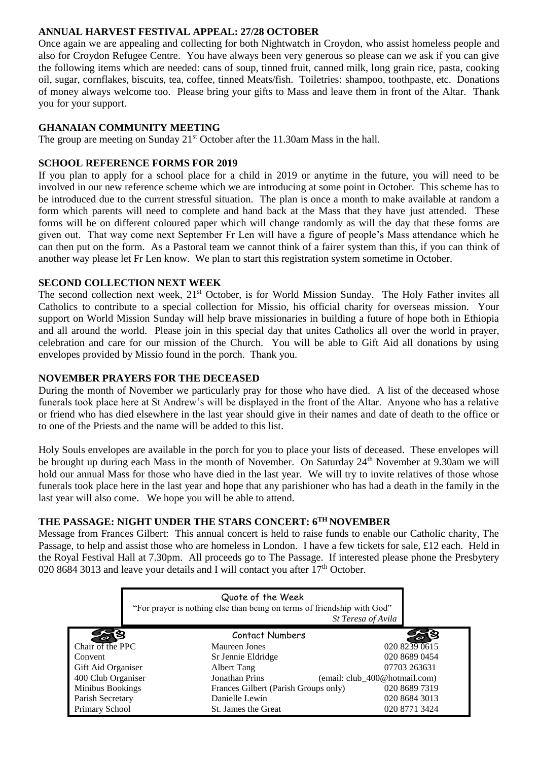## ANNUAL HARVEST FESTIVAL APPEAL: 27/28 OCTOBER

Once again we are appealing and collecting for both Nightwatch in Croydon, who assist homeless people and also for Croydon Refugee Centre. You have always been very generous so please can we ask if you can give the following items which are needed: cans of soup, tinned fruit, canned milk, long grain rice, pasta, cooking oil, sugar, cornflakes, biscuits, tea, coffee, tinned Meats/fish. Toiletries: shampoo, toothpaste, etc. Donations of money always welcome too. Please bring your gifts to Mass and leave them in front of the Altar. Thank you for your support.

## GHANAIAN COMMUNITY MEETING

The group are meeting on Sunday 21st October after the 11.30am Mass in the hall.

## SCHOOL REFERENCE FORMS FOR 2019

If you plan to apply for a school place for a child in 2019 or anytime in the future, you will need to be involved in our new reference scheme which we are introducing at some point in October. This scheme has to be introduced due to the current stressful situation. The plan is once a month to make available at random a form which parents will need to complete and hand back at the Mass that they have just attended. These forms will be on different coloured paper which will change randomly as will the day that these forms are given out. That way come next September Fr Len will have a figure of people's Mass attendance which he can then put on the form. As a Pastoral team we cannot think of a fairer system than this, if you can think of another way please let Fr Len know. We plan to start this registration system sometime in October.

## SECOND COLLECTION NEXT WEEK

The second collection next week, 21st October, is for World Mission Sunday. The Holy Father invites all Catholics to contribute to a special collection for Missio, his official charity for overseas mission. Your support on World Mission Sunday will help brave missionaries in building a future of hope both in Ethiopia and all around the world. Please join in this special day that unites Catholics all over the world in prayer, celebration and care for our mission of the Church. You will be able to Gift Aid all donations by using envelopes provided by Missio found in the porch. Thank you.

## NOVEMBER PRAYERS FOR THE DECEASED

During the month of November we particularly pray for those who have died. A list of the deceased whose funerals took place here at St Andrew's will be displayed in the front of the Altar. Anyone who has a relative or friend who has died elsewhere in the last year should give in their names and date of death to the office or to one of the Priests and the name will be added to this list.

Holy Souls envelopes are available in the porch for you to place your lists of deceased. These envelopes will be brought up during each Mass in the month of November. On Saturday 24th November at 9.30am we will hold our annual Mass for those who have died in the last year. We will try to invite relatives of those whose funerals took place here in the last year and hope that any parishioner who has had a death in the family in the last year will also come. We hope you will be able to attend.

## THE PASSAGE: NIGHT UNDER THE STARS CONCERT: 6TH NOVEMBER

Message from Frances Gilbert: This annual concert is held to raise funds to enable our Catholic charity, The Passage, to help and assist those who are homeless in London. I have a few tickets for sale, £12 each. Held in the Royal Festival Hall at 7.30pm. All proceeds go to The Passage. If interested please phone the Presbytery 020 8684 3013 and leave your details and I will contact you after 17th October.

**Quote of the Week**

"For prayer is nothing else than being on terms of friendship with God"
*St Teresa of Avila*

**Contact Numbers**

| | | |
|---|---|---|
| Chair of the PPC | Maureen Jones | 020 8239 0615 |
| Convent | Sr Jennie Eldridge | 020 8689 0454 |
| Gift Aid Organiser | Albert Tang | 07703 263631 |
| 400 Club Organiser | Jonathan Prins | (email: club_400@hotmail.com) |
| Minibus Bookings | Frances Gilbert (Parish Groups only) | 020 8689 7319 |
| Parish Secretary | Danielle Lewin | 020 8684 3013 |
| Primary School | St. James the Great | 020 8771 3424 |